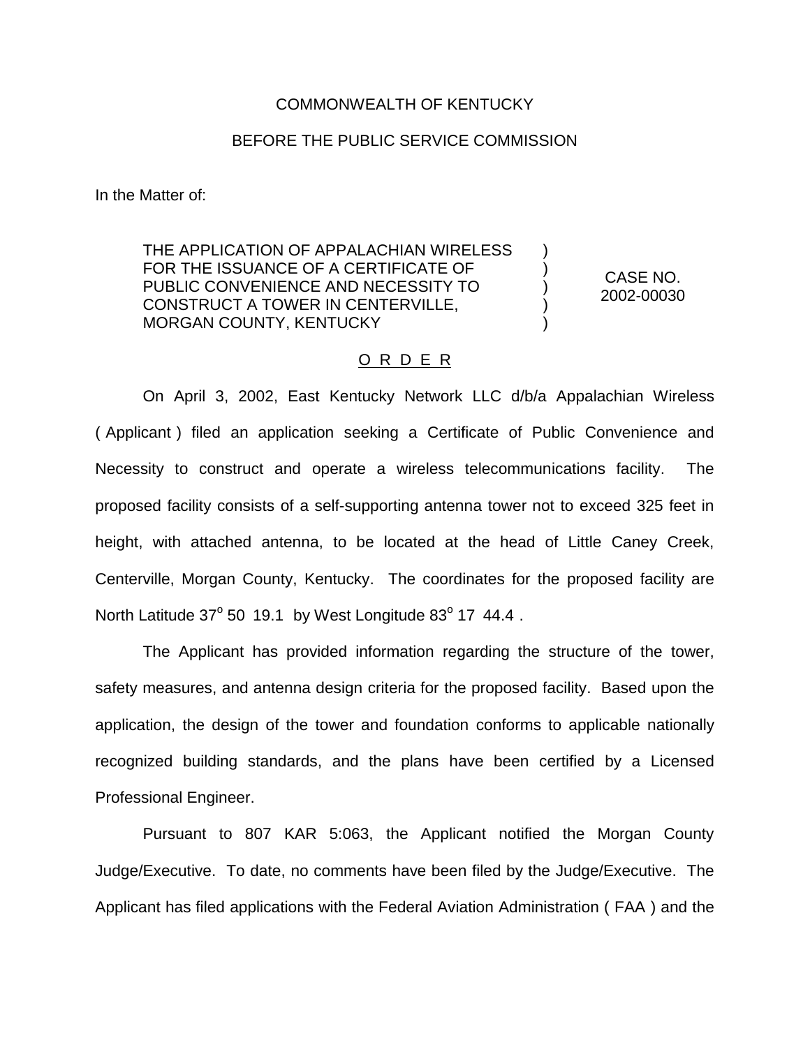COMMONWEALTH OF KENTUCKY

BEFORE THE PUBLIC SERVICE COMMISSION

In the Matter of:

| | | |
|---|---|---|
| THE APPLICATION OF APPALACHIAN WIRELESS FOR THE ISSUANCE OF A CERTIFICATE OF PUBLIC CONVENIENCE AND NECESSITY TO CONSTRUCT A TOWER IN CENTERVILLE, MORGAN COUNTY, KENTUCKY | ) ) ) ) ) | CASE NO. 2002-00030 |

O R D E R

On April 3, 2002, East Kentucky Network LLC d/b/a Appalachian Wireless ( Applicant ) filed an application seeking a Certificate of Public Convenience and Necessity to construct and operate a wireless telecommunications facility. The proposed facility consists of a self-supporting antenna tower not to exceed 325 feet in height, with attached antenna, to be located at the head of Little Caney Creek, Centerville, Morgan County, Kentucky. The coordinates for the proposed facility are North Latitude 37° 50 19.1 by West Longitude 83° 17 44.4 .

The Applicant has provided information regarding the structure of the tower, safety measures, and antenna design criteria for the proposed facility. Based upon the application, the design of the tower and foundation conforms to applicable nationally recognized building standards, and the plans have been certified by a Licensed Professional Engineer.

Pursuant to 807 KAR 5:063, the Applicant notified the Morgan County Judge/Executive. To date, no comments have been filed by the Judge/Executive. The Applicant has filed applications with the Federal Aviation Administration ( FAA ) and the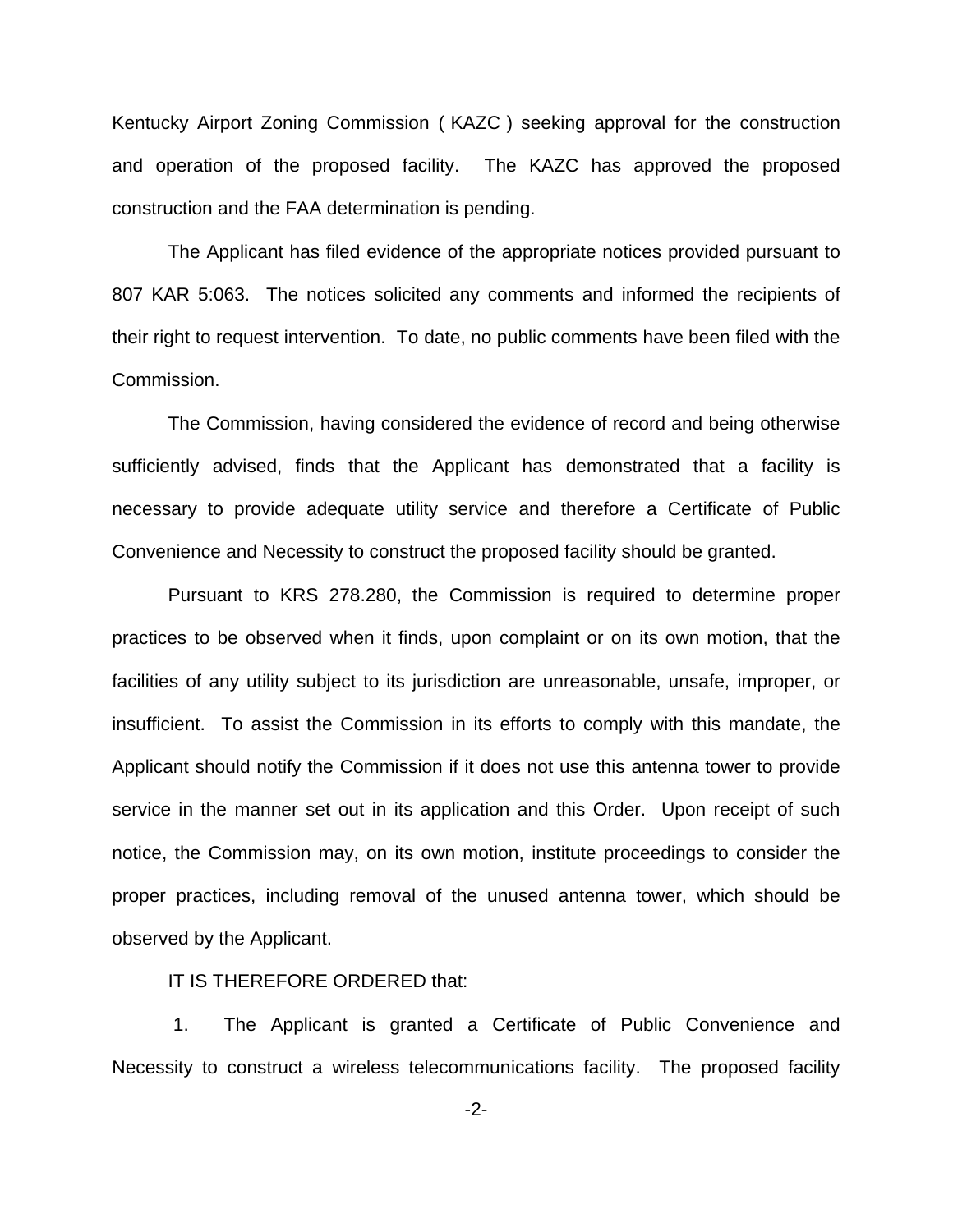Kentucky Airport Zoning Commission ( KAZC ) seeking approval for the construction and operation of the proposed facility. The KAZC has approved the proposed construction and the FAA determination is pending.

The Applicant has filed evidence of the appropriate notices provided pursuant to 807 KAR 5:063. The notices solicited any comments and informed the recipients of their right to request intervention. To date, no public comments have been filed with the Commission.

The Commission, having considered the evidence of record and being otherwise sufficiently advised, finds that the Applicant has demonstrated that a facility is necessary to provide adequate utility service and therefore a Certificate of Public Convenience and Necessity to construct the proposed facility should be granted.

Pursuant to KRS 278.280, the Commission is required to determine proper practices to be observed when it finds, upon complaint or on its own motion, that the facilities of any utility subject to its jurisdiction are unreasonable, unsafe, improper, or insufficient. To assist the Commission in its efforts to comply with this mandate, the Applicant should notify the Commission if it does not use this antenna tower to provide service in the manner set out in its application and this Order. Upon receipt of such notice, the Commission may, on its own motion, institute proceedings to consider the proper practices, including removal of the unused antenna tower, which should be observed by the Applicant.

IT IS THEREFORE ORDERED that:

1. The Applicant is granted a Certificate of Public Convenience and Necessity to construct a wireless telecommunications facility. The proposed facility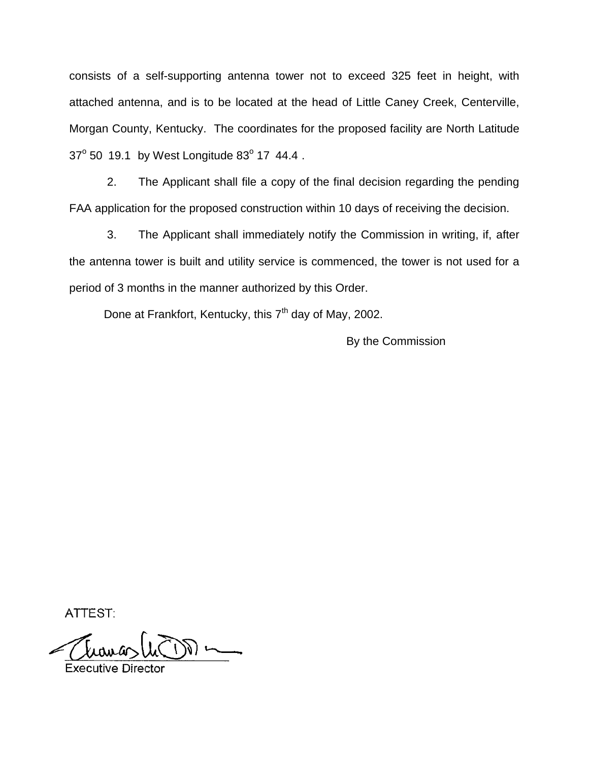consists of a self-supporting antenna tower not to exceed 325 feet in height, with attached antenna, and is to be located at the head of Little Caney Creek, Centerville, Morgan County, Kentucky. The coordinates for the proposed facility are North Latitude $37^o$ 50 19.1 by West Longitude $83^o$ 17 44.4 .

2. The Applicant shall file a copy of the final decision regarding the pending FAA application for the proposed construction within 10 days of receiving the decision.

3. The Applicant shall immediately notify the Commission in writing, if, after the antenna tower is built and utility service is commenced, the tower is not used for a period of 3 months in the manner authorized by this Order.

Done at Frankfort, Kentucky, this 7th day of May, 2002.

By the Commission

ATTEST:

Executive Director